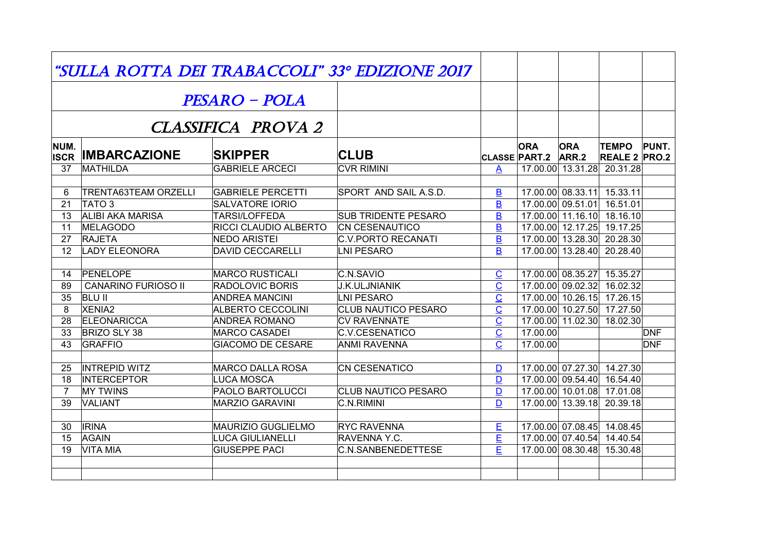# "SULLA ROTTA DEI TRABACCOLI" 33° EDIZIONE 2017

## PESARO – POLA

## CLASSIFICA PROVA 2

| NUM. ISCR | IMBARCAZIONE | SKIPPER | CLUB | CLASSE | ORA PART.2 | ORA ARR.2 | TEMPO REALE 2 | PUNT. PRO.2 |
|---|---|---|---|---|---|---|---|---|
| 37 | MATHILDA | GABRIELE ARCECI | CVR RIMINI | A | 17.00.00 | 13.31.28 | 20.31.28 | |
| | | | | | | | | |
| 6 | TRENTA63TEAM ORZELLI | GABRIELE PERCETTI | SPORT AND SAIL A.S.D. | B | 17.00.00 | 08.33.11 | 15.33.11 | |
| 21 | TATO 3 | SALVATORE IORIO | | B | 17.00.00 | 09.51.01 | 16.51.01 | |
| 13 | ALIBI AKA MARISA | TARSI/LOFFEDA | SUB TRIDENTE PESARO | B | 17.00.00 | 11.16.10 | 18.16.10 | |
| 11 | MELAGODO | RICCI CLAUDIO ALBERTO | CN CESENAUTICO | B | 17.00.00 | 12.17.25 | 19.17.25 | |
| 27 | RAJETA | NEDO ARISTEI | C.V.PORTO RECANATI | B | 17.00.00 | 13.28.30 | 20.28.30 | |
| 12 | LADY ELEONORA | DAVID CECCARELLI | LNI PESARO | B | 17.00.00 | 13.28.40 | 20.28.40 | |
| | | | | | | | | |
| 14 | PENELOPE | MARCO RUSTICALI | C.N.SAVIO | C | 17.00.00 | 08.35.27 | 15.35.27 | |
| 89 | CANARINO FURIOSO II | RADOLOVIC BORIS | J.K.ULJNIANIK | C | 17.00.00 | 09.02.32 | 16.02.32 | |
| 35 | BLU II | ANDREA MANCINI | LNI PESARO | C | 17.00.00 | 10.26.15 | 17.26.15 | |
| 8 | XENIA2 | ALBERTO CECCOLINI | CLUB NAUTICO PESARO | C | 17.00.00 | 10.27.50 | 17.27.50 | |
| 28 | ELEONARICCA | ANDREA ROMANO | CV RAVENNATE | C | 17.00.00 | 11.02.30 | 18.02.30 | |
| 33 | BRIZO SLY 38 | MARCO CASADEI | C.V.CESENATICO | C | 17.00.00 | | | DNF |
| 43 | GRAFFIO | GIACOMO DE CESARE | ANMI RAVENNA | C | 17.00.00 | | | DNF |
| | | | | | | | | |
| 25 | INTREPID WITZ | MARCO DALLA ROSA | CN CESENATICO | D | 17.00.00 | 07.27.30 | 14.27.30 | |
| 18 | INTERCEPTOR | LUCA MOSCA | | D | 17.00.00 | 09.54.40 | 16.54.40 | |
| 7 | MY TWINS | PAOLO BARTOLUCCI | CLUB NAUTICO PESARO | D | 17.00.00 | 10.01.08 | 17.01.08 | |
| 39 | VALIANT | MARZIO GARAVINI | C.N.RIMINI | D | 17.00.00 | 13.39.18 | 20.39.18 | |
| | | | | | | | | |
| 30 | IRINA | MAURIZIO GUGLIELMO | RYC RAVENNA | E | 17.00.00 | 07.08.45 | 14.08.45 | |
| 15 | AGAIN | LUCA GIULIANELLI | RAVENNA Y.C. | E | 17.00.00 | 07.40.54 | 14.40.54 | |
| 19 | VITA MIA | GIUSEPPE PACI | C.N.SANBENEDETTESE | E | 17.00.00 | 08.30.48 | 15.30.48 | |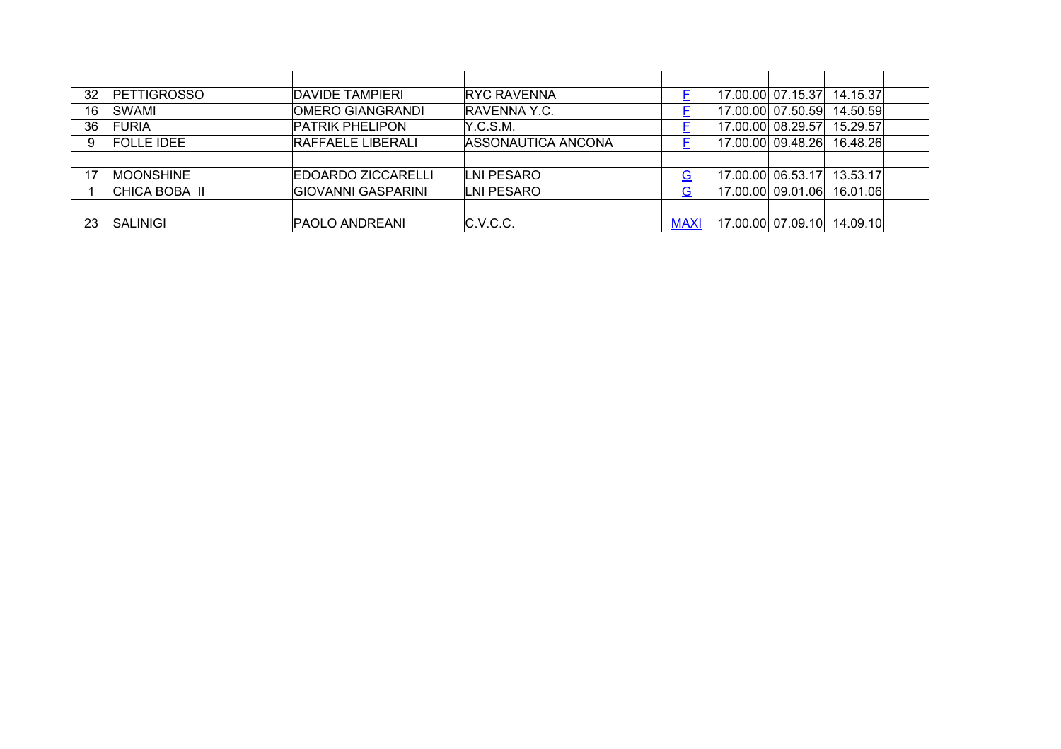| | | | | | | | | |
|---|---|---|---|---|---|---|---|---|
| | | | | | | | | |
| 32 | PETTIGROSSO | DAVIDE TAMPIERI | RYC RAVENNA | F | 17.00.00 | 07.15.37 | 14.15.37 | |
| 16 | SWAMI | OMERO GIANGRANDI | RAVENNA Y.C. | F | 17.00.00 | 07.50.59 | 14.50.59 | |
| 36 | FURIA | PATRIK PHELIPON | Y.C.S.M. | F | 17.00.00 | 08.29.57 | 15.29.57 | |
| 9 | FOLLE IDEE | RAFFAELE LIBERALI | ASSONAUTICA ANCONA | F | 17.00.00 | 09.48.26 | 16.48.26 | |
| | | | | | | | | |
| 17 | MOONSHINE | EDOARDO ZICCARELLI | LNI PESARO | G | 17.00.00 | 06.53.17 | 13.53.17 | |
| 1 | CHICA BOBA II | GIOVANNI GASPARINI | LNI PESARO | G | 17.00.00 | 09.01.06 | 16.01.06 | |
| | | | | | | | | |
| 23 | SALINIGI | PAOLO ANDREANI | C.V.C.C. | MAXI | 17.00.00 | 07.09.10 | 14.09.10 | |